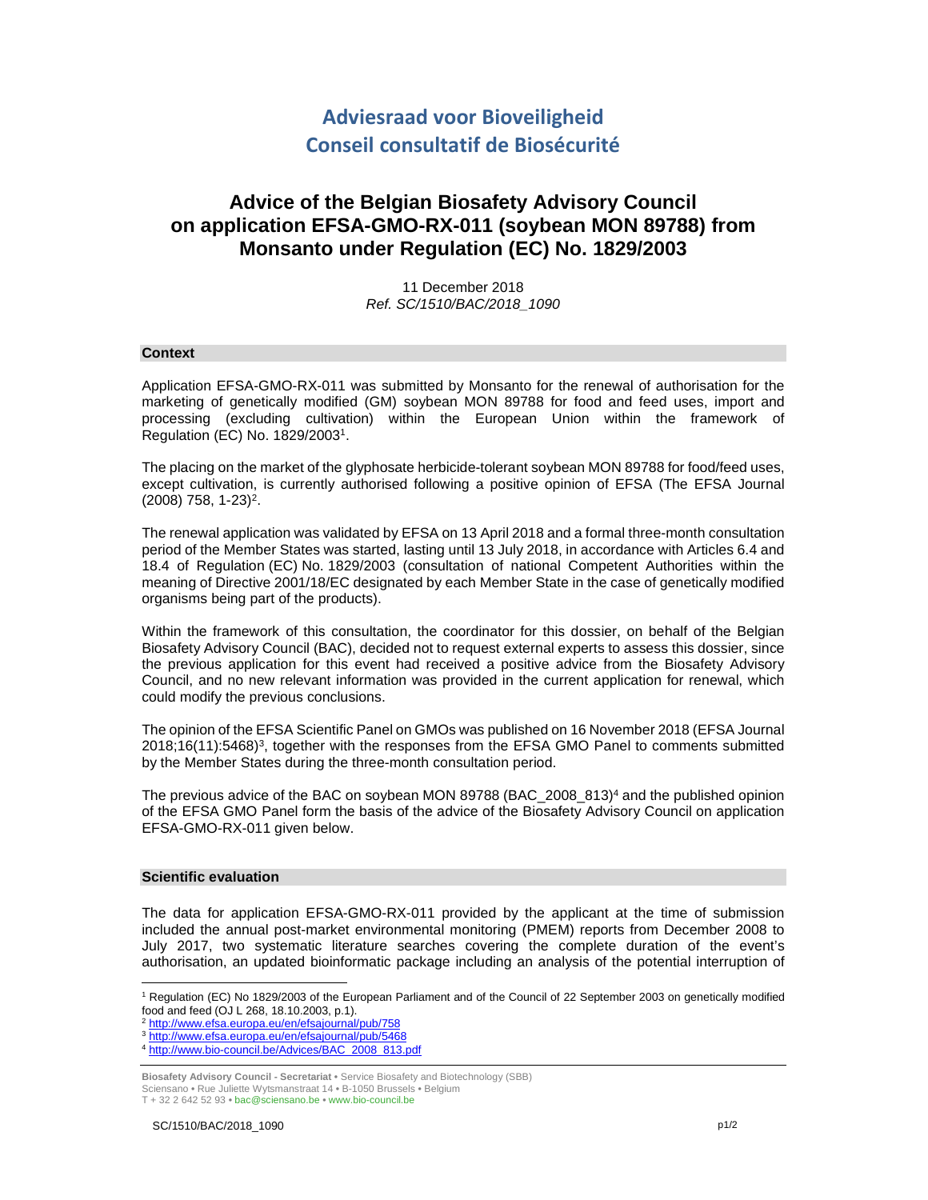**Adviesraad voor Bioveiligheid**
**Conseil consultatif de Biosécurité**

# Advice of the Belgian Biosafety Advisory Council on application EFSA-GMO-RX-011 (soybean MON 89788) from Monsanto under Regulation (EC) No. 1829/2003

11 December 2018
*Ref. SC/1510/BAC/2018_1090*

## Context

Application EFSA-GMO-RX-011 was submitted by Monsanto for the renewal of authorisation for the marketing of genetically modified (GM) soybean MON 89788 for food and feed uses, import and processing (excluding cultivation) within the European Union within the framework of Regulation (EC) No. 1829/2003[1].

The placing on the market of the glyphosate herbicide-tolerant soybean MON 89788 for food/feed uses, except cultivation, is currently authorised following a positive opinion of EFSA (The EFSA Journal (2008) 758, 1-23)[2].

The renewal application was validated by EFSA on 13 April 2018 and a formal three-month consultation period of the Member States was started, lasting until 13 July 2018, in accordance with Articles 6.4 and 18.4 of Regulation (EC) No. 1829/2003 (consultation of national Competent Authorities within the meaning of Directive 2001/18/EC designated by each Member State in the case of genetically modified organisms being part of the products).

Within the framework of this consultation, the coordinator for this dossier, on behalf of the Belgian Biosafety Advisory Council (BAC), decided not to request external experts to assess this dossier, since the previous application for this event had received a positive advice from the Biosafety Advisory Council, and no new relevant information was provided in the current application for renewal, which could modify the previous conclusions.

The opinion of the EFSA Scientific Panel on GMOs was published on 16 November 2018 (EFSA Journal 2018;16(11):5468)[3], together with the responses from the EFSA GMO Panel to comments submitted by the Member States during the three-month consultation period.

The previous advice of the BAC on soybean MON 89788 (BAC_2008_813)[4] and the published opinion of the EFSA GMO Panel form the basis of the advice of the Biosafety Advisory Council on application EFSA-GMO-RX-011 given below.

## Scientific evaluation

The data for application EFSA-GMO-RX-011 provided by the applicant at the time of submission included the annual post-market environmental monitoring (PMEM) reports from December 2008 to July 2017, two systematic literature searches covering the complete duration of the event's authorisation, an updated bioinformatic package including an analysis of the potential interruption of

---

[1] Regulation (EC) No 1829/2003 of the European Parliament and of the Council of 22 September 2003 on genetically modified food and feed (OJ L 268, 18.10.2003, p.1).
[2] http://www.efsa.europa.eu/en/efsajournal/pub/758
[3] http://www.efsa.europa.eu/en/efsajournal/pub/5468
[4] http://www.bio-council.be/Advices/BAC_2008_813.pdf

**Biosafety Advisory Council - Secretariat** • Service Biosafety and Biotechnology (SBB)
Sciensano • Rue Juliette Wytsmanstraat 14 • B-1050 Brussels • Belgium
T + 32 2 642 52 93 • bac@sciensano.be • www.bio-council.be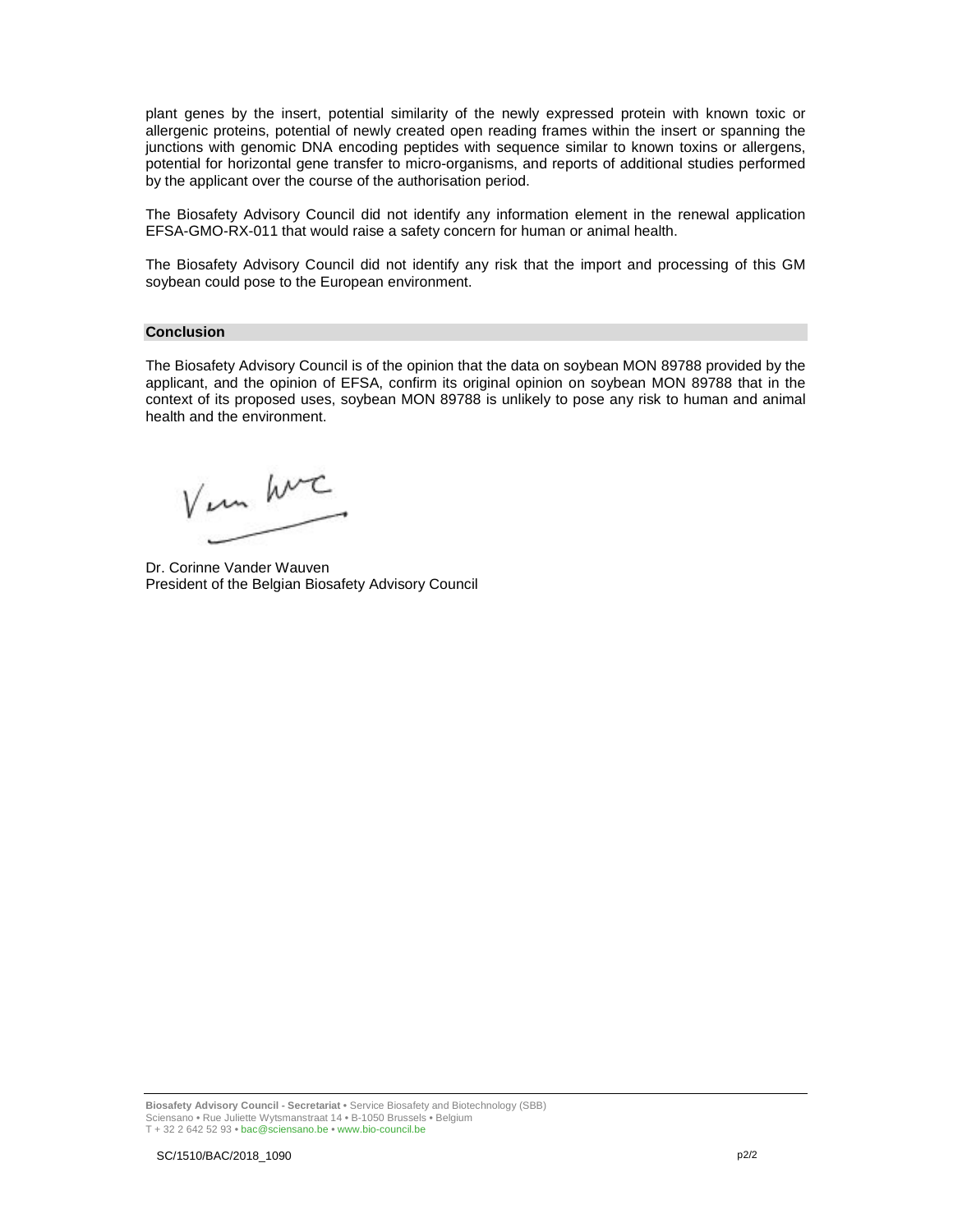plant genes by the insert, potential similarity of the newly expressed protein with known toxic or allergenic proteins, potential of newly created open reading frames within the insert or spanning the junctions with genomic DNA encoding peptides with sequence similar to known toxins or allergens, potential for horizontal gene transfer to micro-organisms, and reports of additional studies performed by the applicant over the course of the authorisation period.

The Biosafety Advisory Council did not identify any information element in the renewal application EFSA-GMO-RX-011 that would raise a safety concern for human or animal health.

The Biosafety Advisory Council did not identify any risk that the import and processing of this GM soybean could pose to the European environment.

## Conclusion

The Biosafety Advisory Council is of the opinion that the data on soybean MON 89788 provided by the applicant, and the opinion of EFSA, confirm its original opinion on soybean MON 89788 that in the context of its proposed uses, soybean MON 89788 is unlikely to pose any risk to human and animal health and the environment.

Dr. Corinne Vander Wauven
President of the Belgian Biosafety Advisory Council

**Biosafety Advisory Council - Secretariat** • Service Biosafety and Biotechnology (SBB)
Sciensano • Rue Juliette Wytsmanstraat 14 • B-1050 Brussels • Belgium
T + 32 2 642 52 93 • bac@sciensano.be • www.bio-council.be

SC/1510/BAC/2018_1090